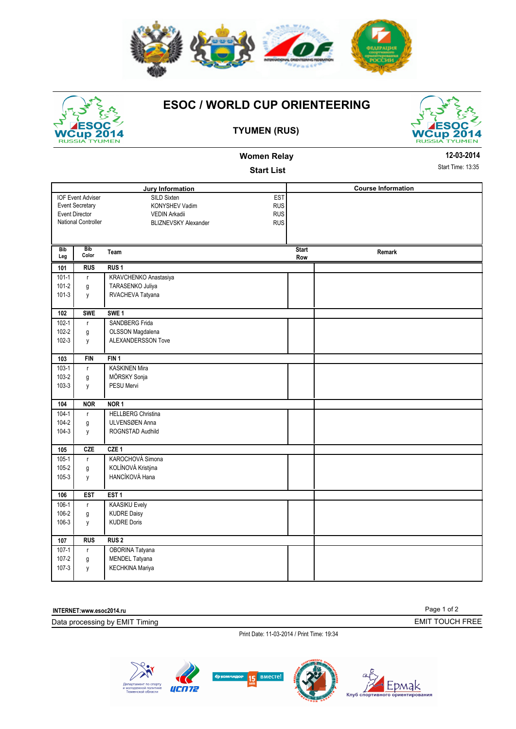# ESOC / WORLD CUP ORIENTEERING

## TYUMEN (RUS)

### Women Relay

### Start List

12-03-2014

Start Time: 13:35

| Jury Information | | | Course Information |
|---|---|---|---|
| IOF Event Adviser | SILD Sixten | EST | |
| Event Secretary | KONYSHEV Vadim | RUS | |
| Event Director | VEDIN Arkadii | RUS | |
| National Controller | BLIZNEVSKY Alexander | RUS | |

| Bib Leg | Bib Color | Team | Start Row | Remark |
|---|---|---|---|---|
| **101** | **RUS** | **RUS 1** | | |
| 101-1 | r | KRAVCHENKO Anastasiya | | |
| 101-2 | g | TARASENKO Juliya | | |
| 101-3 | y | RVACHEVA Tatyana | | |
| **102** | **SWE** | **SWE 1** | | |
| 102-1 | r | SANDBERG Frida | | |
| 102-2 | g | OLSSON Magdalena | | |
| 102-3 | y | ALEXANDERSSON Tove | | |
| **103** | **FIN** | **FIN 1** | | |
| 103-1 | r | KASKINEN Mira | | |
| 103-2 | g | MÕRSKY Sonja | | |
| 103-3 | y | PESU Mervi | | |
| **104** | **NOR** | **NOR 1** | | |
| 104-1 | r | HELLBERG Christina | | |
| 104-2 | g | ULVENSØEN Anna | | |
| 104-3 | y | ROGNSTAD Audhild | | |
| **105** | **CZE** | **CZE 1** | | |
| 105-1 | r | KAROCHOVÁ Simona | | |
| 105-2 | g | KOLÍNOVÁ Kristýna | | |
| 105-3 | y | HANCÍKOVÁ Hana | | |
| **106** | **EST** | **EST 1** | | |
| 106-1 | r | KAASIKU Evely | | |
| 106-2 | g | KUDRE Daisy | | |
| 106-3 | y | KUDRE Doris | | |
| **107** | **RUS** | **RUS 2** | | |
| 107-1 | r | OBORINA Tatyana | | |
| 107-2 | g | MENDEL Tatyana | | |
| 107-3 | y | KECHKINA Mariya | | |

INTERNET:www.esoc2014.ru

Data processing by EMIT Timing

EMIT TOUCH FREE

Print Date: 11-03-2014 / Print Time: 19:34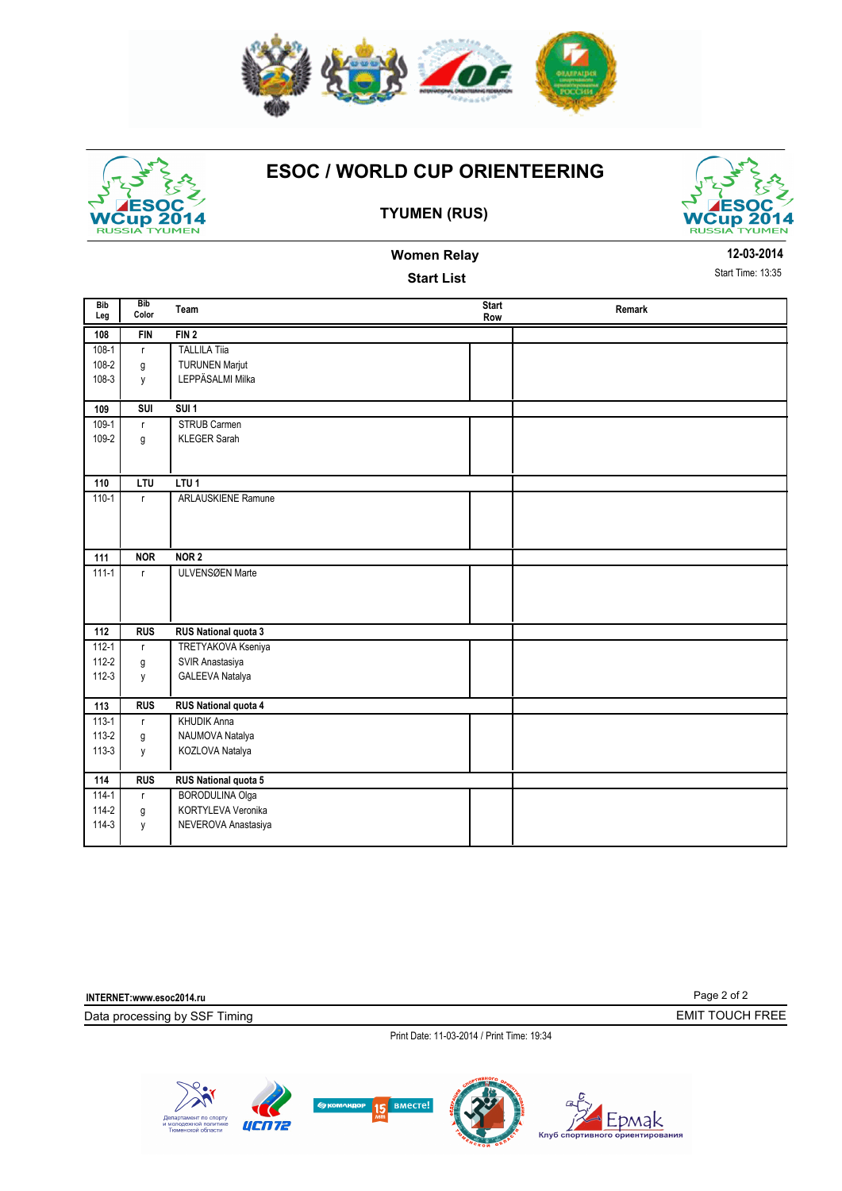# ESOC / WORLD CUP ORIENTEERING

## TYUMEN (RUS)

**Women Relay** — **12-03-2014**

**Start List** — Start Time: 13:35

| Bib Leg | Bib Color | Team | Start Row | Remark |
|---|---|---|---|---|
| **108** | **FIN** | **FIN 2** | | |
| 108-1 | r | TALLILA Tiia | | |
| 108-2 | g | TURUNEN Marjut | | |
| 108-3 | y | LEPPÄSALMI Milka | | |
| **109** | **SUI** | **SUI 1** | | |
| 109-1 | r | STRUB Carmen | | |
| 109-2 | g | KLEGER Sarah | | |
| **110** | **LTU** | **LTU 1** | | |
| 110-1 | r | ARLAUSKIENE Ramune | | |
| **111** | **NOR** | **NOR 2** | | |
| 111-1 | r | ULVENSØEN Marte | | |
| **112** | **RUS** | **RUS National quota 3** | | |
| 112-1 | r | TRETYAKOVA Kseniya | | |
| 112-2 | g | SVIR Anastasiya | | |
| 112-3 | y | GALEEVA Natalya | | |
| **113** | **RUS** | **RUS National quota 4** | | |
| 113-1 | r | KHUDIK Anna | | |
| 113-2 | g | NAUMOVA Natalya | | |
| 113-3 | y | KOZLOVA Natalya | | |
| **114** | **RUS** | **RUS National quota 5** | | |
| 114-1 | r | BORODULINA Olga | | |
| 114-2 | g | KORTYLEVA Veronika | | |
| 114-3 | y | NEVEROVA Anastasiya | | |

**INTERNET:www.esoc2014.ru**

Data processing by SSF Timing — EMIT TOUCH FREE

Print Date: 11-03-2014 / Print Time: 19:34